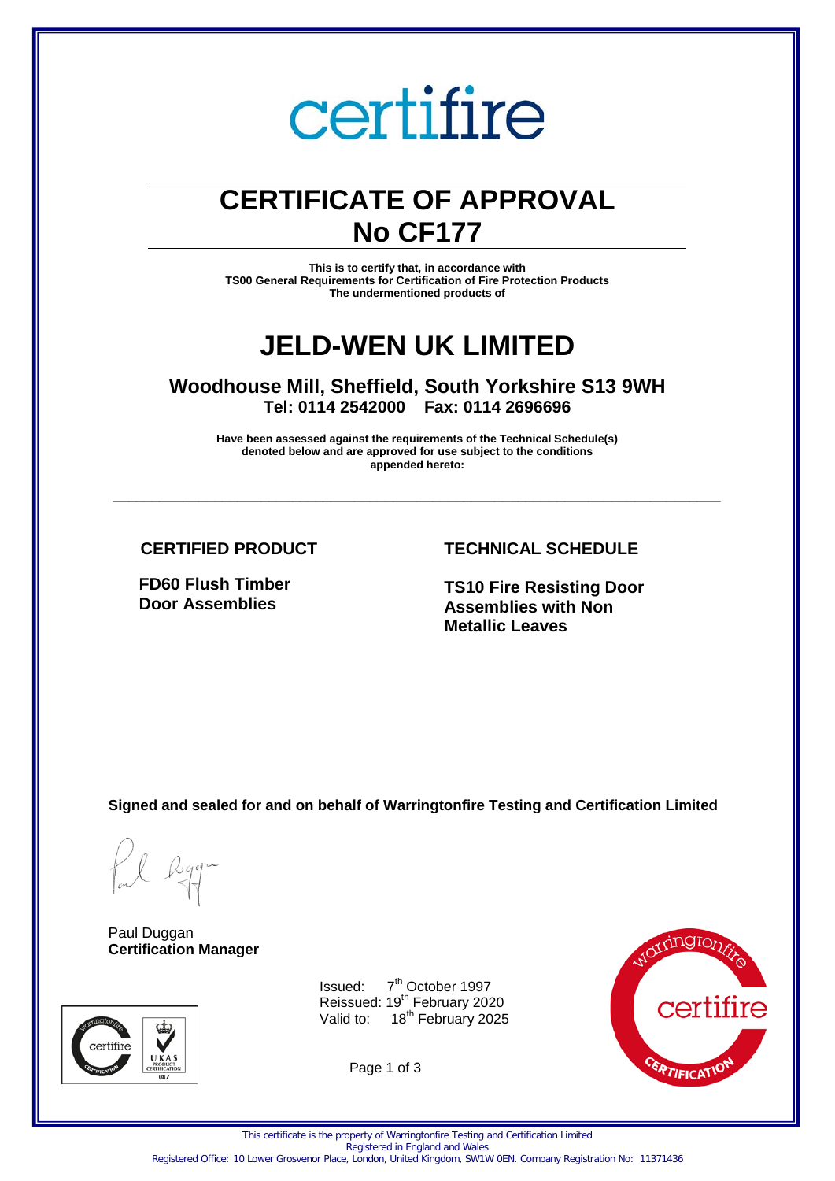certifire

# CERTIFICATE OF APPROVAL
# No CF177

**This is to certify that, in accordance with**
**TS00 General Requirements for Certification of Fire Protection Products**
**The undermentioned products of**

# JELD-WEN UK LIMITED

## Woodhouse Mill, Sheffield, South Yorkshire S13 9WH
**Tel: 0114 2542000 Fax: 0114 2696696**

**Have been assessed against the requirements of the Technical Schedule(s) denoted below and are approved for use subject to the conditions appended hereto:**

| CERTIFIED PRODUCT | TECHNICAL SCHEDULE |
| --- | --- |
| **FD60 Flush Timber Door Assemblies** | **TS10 Fire Resisting Door Assemblies with Non Metallic Leaves** |

**Signed and sealed for and on behalf of Warringtonfire Testing and Certification Limited**

Paul Duggan
**Certification Manager**

Issued: 7th October 1997
Reissued: 19th February 2020
Valid to: 18th February 2025

This certificate is the property of Warringtonfire Testing and Certification Limited
Registered in England and Wales
Registered Office: 10 Lower Grosvenor Place, London, United Kingdom, SW1W 0EN. Company Registration No: 11371436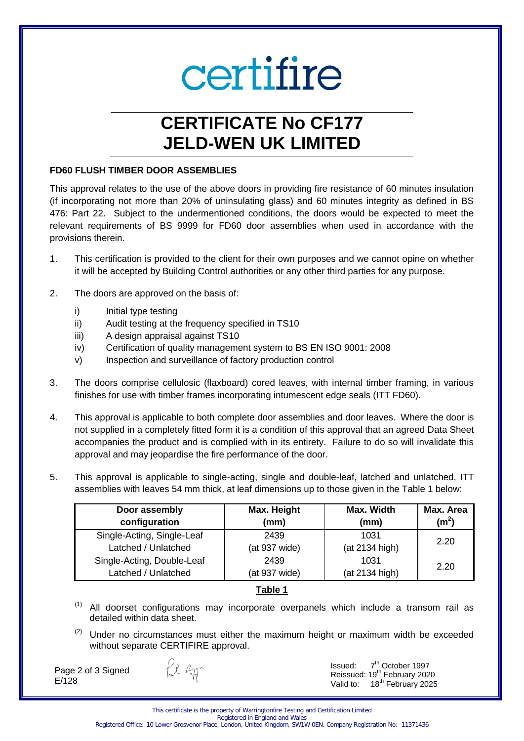# certifire

# CERTIFICATE No CF177 JELD-WEN UK LIMITED

**FD60 FLUSH TIMBER DOOR ASSEMBLIES**

This approval relates to the use of the above doors in providing fire resistance of 60 minutes insulation (if incorporating not more than 20% of uninsulating glass) and 60 minutes integrity as defined in BS 476: Part 22. Subject to the undermentioned conditions, the doors would be expected to meet the relevant requirements of BS 9999 for FD60 door assemblies when used in accordance with the provisions therein.

1. This certification is provided to the client for their own purposes and we cannot opine on whether it will be accepted by Building Control authorities or any other third parties for any purpose.

2. The doors are approved on the basis of:

   i) Initial type testing
   ii) Audit testing at the frequency specified in TS10
   iii) A design appraisal against TS10
   iv) Certification of quality management system to BS EN ISO 9001: 2008
   v) Inspection and surveillance of factory production control

3. The doors comprise cellulosic (flaxboard) cored leaves, with internal timber framing, in various finishes for use with timber frames incorporating intumescent edge seals (ITT FD60).

4. This approval is applicable to both complete door assemblies and door leaves. Where the door is not supplied in a completely fitted form it is a condition of this approval that an agreed Data Sheet accompanies the product and is complied with in its entirety. Failure to do so will invalidate this approval and may jeopardise the fire performance of the door.

5. This approval is applicable to single-acting, single and double-leaf, latched and unlatched, ITT assemblies with leaves 54 mm thick, at leaf dimensions up to those given in the Table 1 below:

| Door assembly configuration | Max. Height (mm) | Max. Width (mm) | Max. Area ($m^2$) |
|---|---|---|---|
| Single-Acting, Single-Leaf Latched / Unlatched | 2439 (at 937 wide) | 1031 (at 2134 high) | 2.20 |
| Single-Acting, Double-Leaf Latched / Unlatched | 2439 (at 937 wide) | 1031 (at 2134 high) | 2.20 |

**Table 1**

(1) All doorset configurations may incorporate overpanels which include a transom rail as detailed within data sheet.

(2) Under no circumstances must either the maximum height or maximum width be exceeded without separate CERTIFIRE approval.

Page 2 of 3 Signed
E/128

Issued: 7th October 1997
Reissued: 19th February 2020
Valid to: 18th February 2025

This certificate is the property of Warringtonfire Testing and Certification Limited
Registered in England and Wales
Registered Office: 10 Lower Grosvenor Place, London, United Kingdom, SW1W 0EN. Company Registration No: 11371436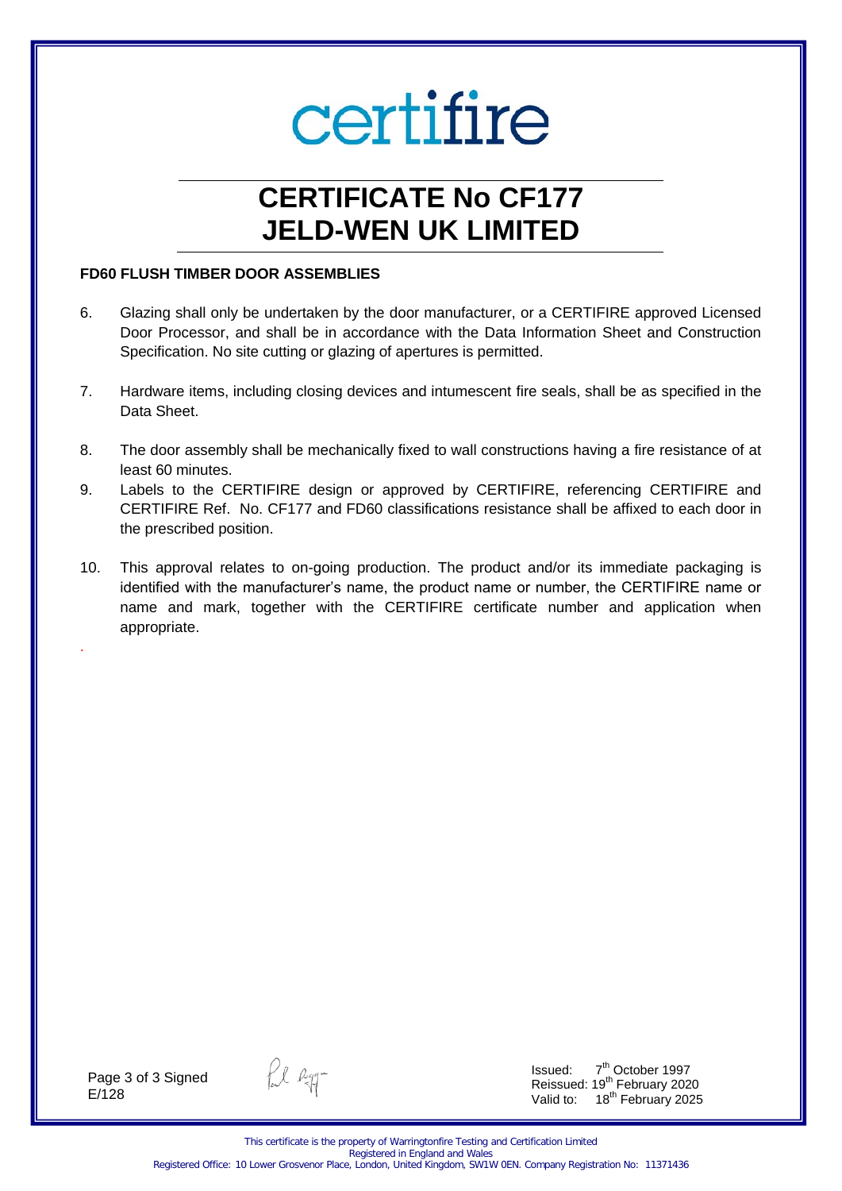# certifire

# CERTIFICATE No CF177
# JELD-WEN UK LIMITED

**FD60 FLUSH TIMBER DOOR ASSEMBLIES**

6. Glazing shall only be undertaken by the door manufacturer, or a CERTIFIRE approved Licensed Door Processor, and shall be in accordance with the Data Information Sheet and Construction Specification. No site cutting or glazing of apertures is permitted.

7. Hardware items, including closing devices and intumescent fire seals, shall be as specified in the Data Sheet.

8. The door assembly shall be mechanically fixed to wall constructions having a fire resistance of at least 60 minutes.

9. Labels to the CERTIFIRE design or approved by CERTIFIRE, referencing CERTIFIRE and CERTIFIRE Ref. No. CF177 and FD60 classifications resistance shall be affixed to each door in the prescribed position.

10. This approval relates to on-going production. The product and/or its immediate packaging is identified with the manufacturer's name, the product name or number, the CERTIFIRE name or name and mark, together with the CERTIFIRE certificate number and application when appropriate.

Page 3 of 3 Signed
E/128

Issued: 7th October 1997
Reissued: 19th February 2020
Valid to: 18th February 2025

This certificate is the property of Warringtonfire Testing and Certification Limited
Registered in England and Wales
Registered Office: 10 Lower Grosvenor Place, London, United Kingdom, SW1W 0EN. Company Registration No: 11371436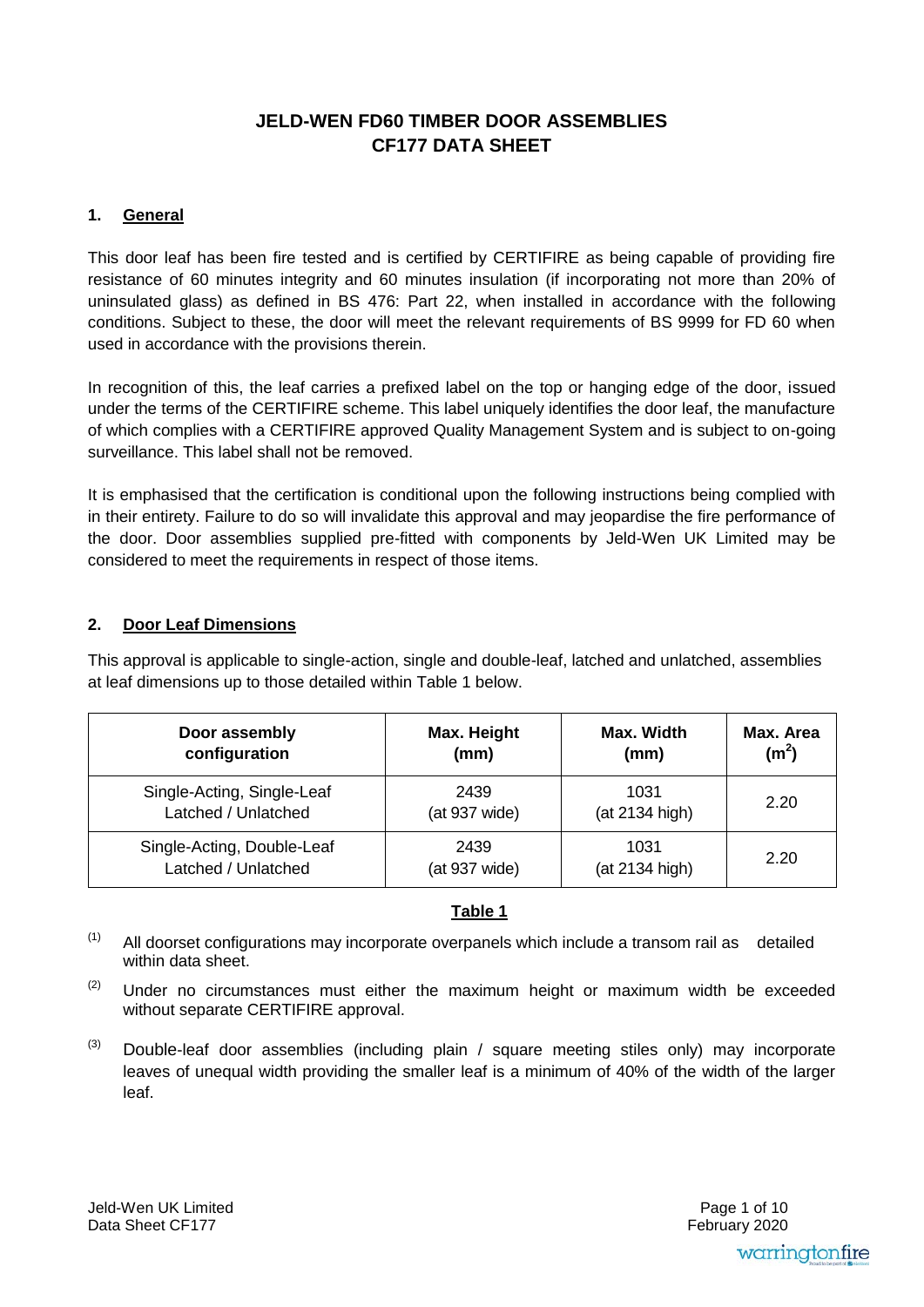# JELD-WEN FD60 TIMBER DOOR ASSEMBLIES
# CF177 DATA SHEET

## 1. General

This door leaf has been fire tested and is certified by CERTIFIRE as being capable of providing fire resistance of 60 minutes integrity and 60 minutes insulation (if incorporating not more than 20% of uninsulated glass) as defined in BS 476: Part 22, when installed in accordance with the following conditions. Subject to these, the door will meet the relevant requirements of BS 9999 for FD 60 when used in accordance with the provisions therein.

In recognition of this, the leaf carries a prefixed label on the top or hanging edge of the door, issued under the terms of the CERTIFIRE scheme. This label uniquely identifies the door leaf, the manufacture of which complies with a CERTIFIRE approved Quality Management System and is subject to on-going surveillance. This label shall not be removed.

It is emphasised that the certification is conditional upon the following instructions being complied with in their entirety. Failure to do so will invalidate this approval and may jeopardise the fire performance of the door. Door assemblies supplied pre-fitted with components by Jeld-Wen UK Limited may be considered to meet the requirements in respect of those items.

## 2. Door Leaf Dimensions

This approval is applicable to single-action, single and double-leaf, latched and unlatched, assemblies at leaf dimensions up to those detailed within Table 1 below.

| Door assembly configuration | Max. Height (mm) | Max. Width (mm) | Max. Area ($m^2$) |
|---|---|---|---|
| Single-Acting, Single-Leaf Latched / Unlatched | 2439 (at 937 wide) | 1031 (at 2134 high) | 2.20 |
| Single-Acting, Double-Leaf Latched / Unlatched | 2439 (at 937 wide) | 1031 (at 2134 high) | 2.20 |

**Table 1**

(1) All doorset configurations may incorporate overpanels which include a transom rail as detailed within data sheet.

(2) Under no circumstances must either the maximum height or maximum width be exceeded without separate CERTIFIRE approval.

(3) Double-leaf door assemblies (including plain / square meeting stiles only) may incorporate leaves of unequal width providing the smaller leaf is a minimum of 40% of the width of the larger leaf.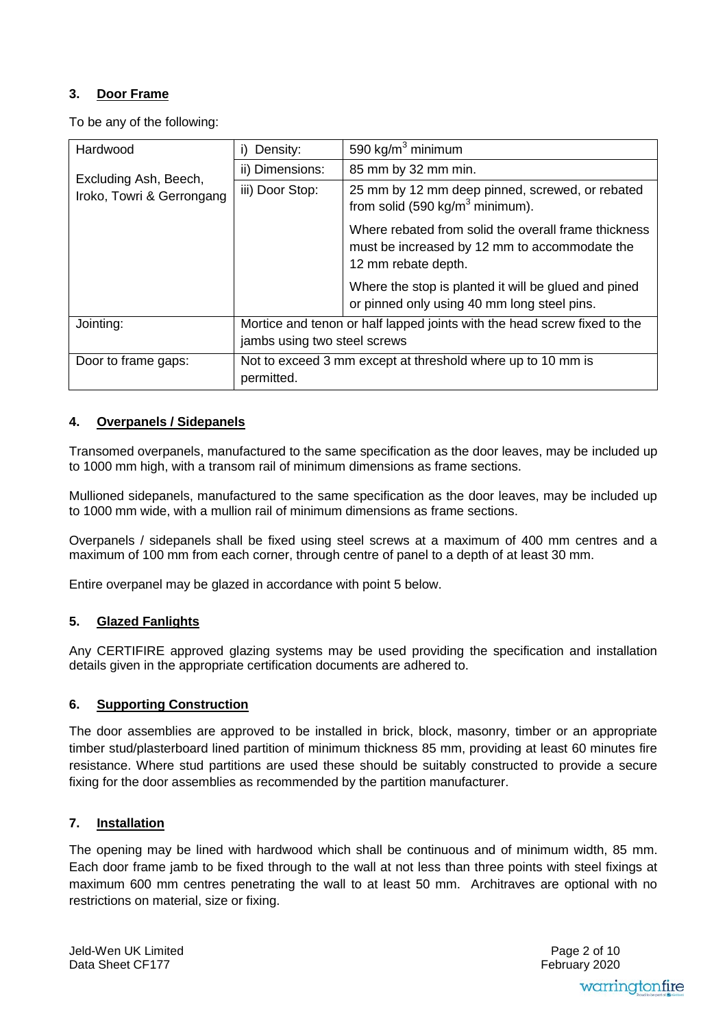### 3. Door Frame

To be any of the following:

| Hardwood<br><br>Excluding Ash, Beech, Iroko, Towri & Gerrongang | i) Density: | 590 kg/m$^3$ minimum |
|---|---|---|
| | ii) Dimensions: | 85 mm by 32 mm min. |
| | iii) Door Stop: | 25 mm by 12 mm deep pinned, screwed, or rebated from solid (590 kg/m$^3$ minimum).<br><br>Where rebated from solid the overall frame thickness must be increased by 12 mm to accommodate the 12 mm rebate depth.<br><br>Where the stop is planted it will be glued and pined or pinned only using 40 mm long steel pins. |
| Jointing: | Mortice and tenon or half lapped joints with the head screw fixed to the jambs using two steel screws | |
| Door to frame gaps: | Not to exceed 3 mm except at threshold where up to 10 mm is permitted. | |

### 4. Overpanels / Sidepanels

Transomed overpanels, manufactured to the same specification as the door leaves, may be included up to 1000 mm high, with a transom rail of minimum dimensions as frame sections.

Mullioned sidepanels, manufactured to the same specification as the door leaves, may be included up to 1000 mm wide, with a mullion rail of minimum dimensions as frame sections.

Overpanels / sidepanels shall be fixed using steel screws at a maximum of 400 mm centres and a maximum of 100 mm from each corner, through centre of panel to a depth of at least 30 mm.

Entire overpanel may be glazed in accordance with point 5 below.

### 5. Glazed Fanlights

Any CERTIFIRE approved glazing systems may be used providing the specification and installation details given in the appropriate certification documents are adhered to.

### 6. Supporting Construction

The door assemblies are approved to be installed in brick, block, masonry, timber or an appropriate timber stud/plasterboard lined partition of minimum thickness 85 mm, providing at least 60 minutes fire resistance. Where stud partitions are used these should be suitably constructed to provide a secure fixing for the door assemblies as recommended by the partition manufacturer.

### 7. Installation

The opening may be lined with hardwood which shall be continuous and of minimum width, 85 mm. Each door frame jamb to be fixed through to the wall at not less than three points with steel fixings at maximum 600 mm centres penetrating the wall to at least 50 mm. Architraves are optional with no restrictions on material, size or fixing.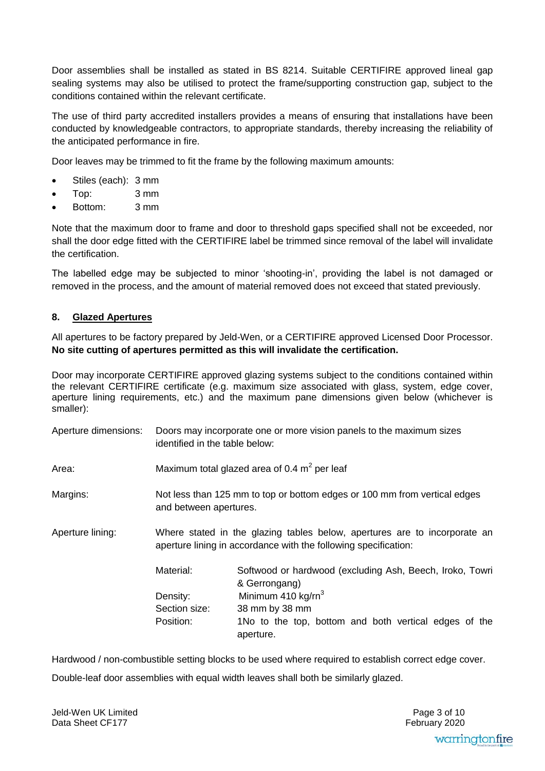Door assemblies shall be installed as stated in BS 8214. Suitable CERTIFIRE approved lineal gap sealing systems may also be utilised to protect the frame/supporting construction gap, subject to the conditions contained within the relevant certificate.

The use of third party accredited installers provides a means of ensuring that installations have been conducted by knowledgeable contractors, to appropriate standards, thereby increasing the reliability of the anticipated performance in fire.

Door leaves may be trimmed to fit the frame by the following maximum amounts:

- Stiles (each): 3 mm
- Top: 3 mm
- Bottom: 3 mm

Note that the maximum door to frame and door to threshold gaps specified shall not be exceeded, nor shall the door edge fitted with the CERTIFIRE label be trimmed since removal of the label will invalidate the certification.

The labelled edge may be subjected to minor 'shooting-in', providing the label is not damaged or removed in the process, and the amount of material removed does not exceed that stated previously.

## 8. Glazed Apertures

All apertures to be factory prepared by Jeld-Wen, or a CERTIFIRE approved Licensed Door Processor. **No site cutting of apertures permitted as this will invalidate the certification.**

Door may incorporate CERTIFIRE approved glazing systems subject to the conditions contained within the relevant CERTIFIRE certificate (e.g. maximum size associated with glass, system, edge cover, aperture lining requirements, etc.) and the maximum pane dimensions given below (whichever is smaller):

| | | |
|---|---|---|
| Aperture dimensions: | Doors may incorporate one or more vision panels to the maximum sizes identified in the table below: | |
| Area: | Maximum total glazed area of 0.4 $m^2$ per leaf | |
| Margins: | Not less than 125 mm to top or bottom edges or 100 mm from vertical edges and between apertures. | |
| Aperture lining: | Where stated in the glazing tables below, apertures are to incorporate an aperture lining in accordance with the following specification: | |
| | Material: | Softwood or hardwood (excluding Ash, Beech, Iroko, Towri & Gerrongang) |
| | Density: | Minimum 410 $kg/m^3$ |
| | Section size: | 38 mm by 38 mm |
| | Position: | 1No to the top, bottom and both vertical edges of the aperture. |

Hardwood / non-combustible setting blocks to be used where required to establish correct edge cover.

Double-leaf door assemblies with equal width leaves shall both be similarly glazed.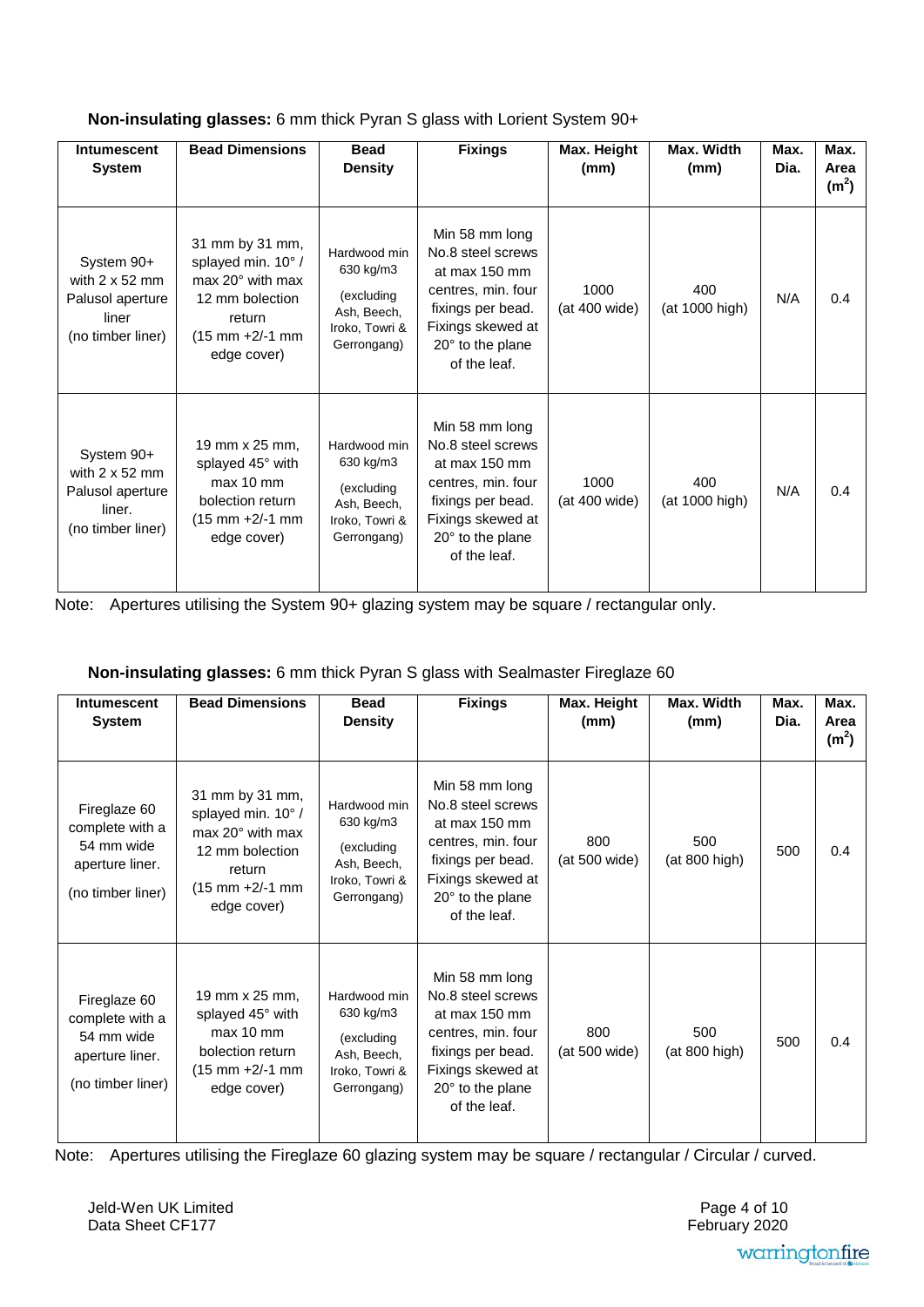**Non-insulating glasses:** 6 mm thick Pyran S glass with Lorient System 90+

| Intumescent System | Bead Dimensions | Bead Density | Fixings | Max. Height (mm) | Max. Width (mm) | Max. Dia. | Max. Area ($m^2$) |
|---|---|---|---|---|---|---|---|
| System 90+ with 2 x 52 mm Palusol aperture liner (no timber liner) | 31 mm by 31 mm, splayed min. 10° / max 20° with max 12 mm bolection return (15 mm +2/-1 mm edge cover) | Hardwood min 630 kg/m3 (excluding Ash, Beech, Iroko, Towri & Gerrongang) | Min 58 mm long No.8 steel screws at max 150 mm centres, min. four fixings per bead. Fixings skewed at 20° to the plane of the leaf. | 1000 (at 400 wide) | 400 (at 1000 high) | N/A | 0.4 |
| System 90+ with 2 x 52 mm Palusol aperture liner. (no timber liner) | 19 mm x 25 mm, splayed 45° with max 10 mm bolection return (15 mm +2/-1 mm edge cover) | Hardwood min 630 kg/m3 (excluding Ash, Beech, Iroko, Towri & Gerrongang) | Min 58 mm long No.8 steel screws at max 150 mm centres, min. four fixings per bead. Fixings skewed at 20° to the plane of the leaf. | 1000 (at 400 wide) | 400 (at 1000 high) | N/A | 0.4 |

Note: Apertures utilising the System 90+ glazing system may be square / rectangular only.

**Non-insulating glasses:** 6 mm thick Pyran S glass with Sealmaster Fireglaze 60

| Intumescent System | Bead Dimensions | Bead Density | Fixings | Max. Height (mm) | Max. Width (mm) | Max. Dia. | Max. Area ($m^2$) |
|---|---|---|---|---|---|---|---|
| Fireglaze 60 complete with a 54 mm wide aperture liner. (no timber liner) | 31 mm by 31 mm, splayed min. 10° / max 20° with max 12 mm bolection return (15 mm +2/-1 mm edge cover) | Hardwood min 630 kg/m3 (excluding Ash, Beech, Iroko, Towri & Gerrongang) | Min 58 mm long No.8 steel screws at max 150 mm centres, min. four fixings per bead. Fixings skewed at 20° to the plane of the leaf. | 800 (at 500 wide) | 500 (at 800 high) | 500 | 0.4 |
| Fireglaze 60 complete with a 54 mm wide aperture liner. (no timber liner) | 19 mm x 25 mm, splayed 45° with max 10 mm bolection return (15 mm +2/-1 mm edge cover) | Hardwood min 630 kg/m3 (excluding Ash, Beech, Iroko, Towri & Gerrongang) | Min 58 mm long No.8 steel screws at max 150 mm centres, min. four fixings per bead. Fixings skewed at 20° to the plane of the leaf. | 800 (at 500 wide) | 500 (at 800 high) | 500 | 0.4 |

Note: Apertures utilising the Fireglaze 60 glazing system may be square / rectangular / Circular / curved.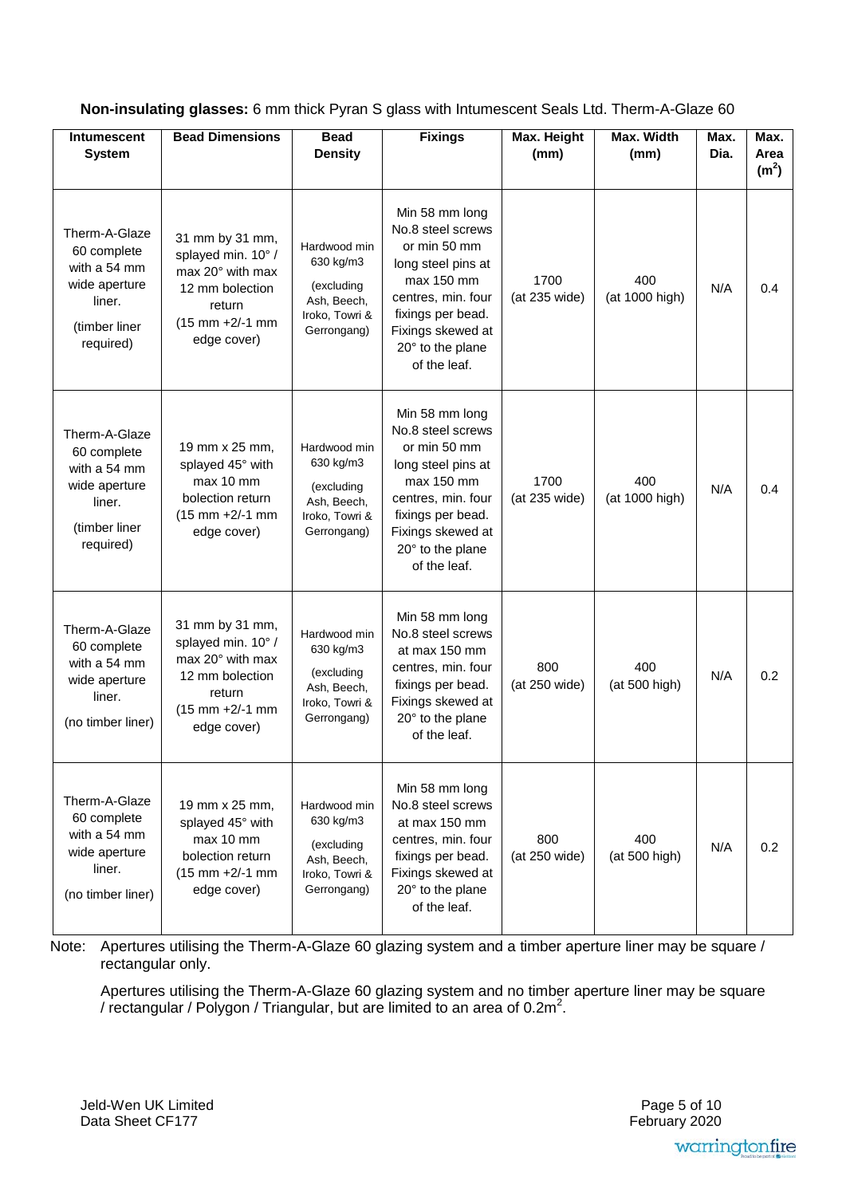**Non-insulating glasses:** 6 mm thick Pyran S glass with Intumescent Seals Ltd. Therm-A-Glaze 60

| Intumescent System | Bead Dimensions | Bead Density | Fixings | Max. Height (mm) | Max. Width (mm) | Max. Dia. | Max. Area ($m^2$) |
|---|---|---|---|---|---|---|---|
| Therm-A-Glaze 60 complete with a 54 mm wide aperture liner. (timber liner required) | 31 mm by 31 mm, splayed min. 10° / max 20° with max 12 mm bolection return (15 mm +2/-1 mm edge cover) | Hardwood min 630 kg/m3 (excluding Ash, Beech, Iroko, Towri & Gerrongang) | Min 58 mm long No.8 steel screws or min 50 mm long steel pins at max 150 mm centres, min. four fixings per bead. Fixings skewed at 20° to the plane of the leaf. | 1700 (at 235 wide) | 400 (at 1000 high) | N/A | 0.4 |
| Therm-A-Glaze 60 complete with a 54 mm wide aperture liner. (timber liner required) | 19 mm x 25 mm, splayed 45° with max 10 mm bolection return (15 mm +2/-1 mm edge cover) | Hardwood min 630 kg/m3 (excluding Ash, Beech, Iroko, Towri & Gerrongang) | Min 58 mm long No.8 steel screws or min 50 mm long steel pins at max 150 mm centres, min. four fixings per bead. Fixings skewed at 20° to the plane of the leaf. | 1700 (at 235 wide) | 400 (at 1000 high) | N/A | 0.4 |
| Therm-A-Glaze 60 complete with a 54 mm wide aperture liner. (no timber liner) | 31 mm by 31 mm, splayed min. 10° / max 20° with max 12 mm bolection return (15 mm +2/-1 mm edge cover) | Hardwood min 630 kg/m3 (excluding Ash, Beech, Iroko, Towri & Gerrongang) | Min 58 mm long No.8 steel screws at max 150 mm centres, min. four fixings per bead. Fixings skewed at 20° to the plane of the leaf. | 800 (at 250 wide) | 400 (at 500 high) | N/A | 0.2 |
| Therm-A-Glaze 60 complete with a 54 mm wide aperture liner. (no timber liner) | 19 mm x 25 mm, splayed 45° with max 10 mm bolection return (15 mm +2/-1 mm edge cover) | Hardwood min 630 kg/m3 (excluding Ash, Beech, Iroko, Towri & Gerrongang) | Min 58 mm long No.8 steel screws at max 150 mm centres, min. four fixings per bead. Fixings skewed at 20° to the plane of the leaf. | 800 (at 250 wide) | 400 (at 500 high) | N/A | 0.2 |

Note: Apertures utilising the Therm-A-Glaze 60 glazing system and a timber aperture liner may be square / rectangular only.

Apertures utilising the Therm-A-Glaze 60 glazing system and no timber aperture liner may be square / rectangular / Polygon / Triangular, but are limited to an area of $0.2m^2$.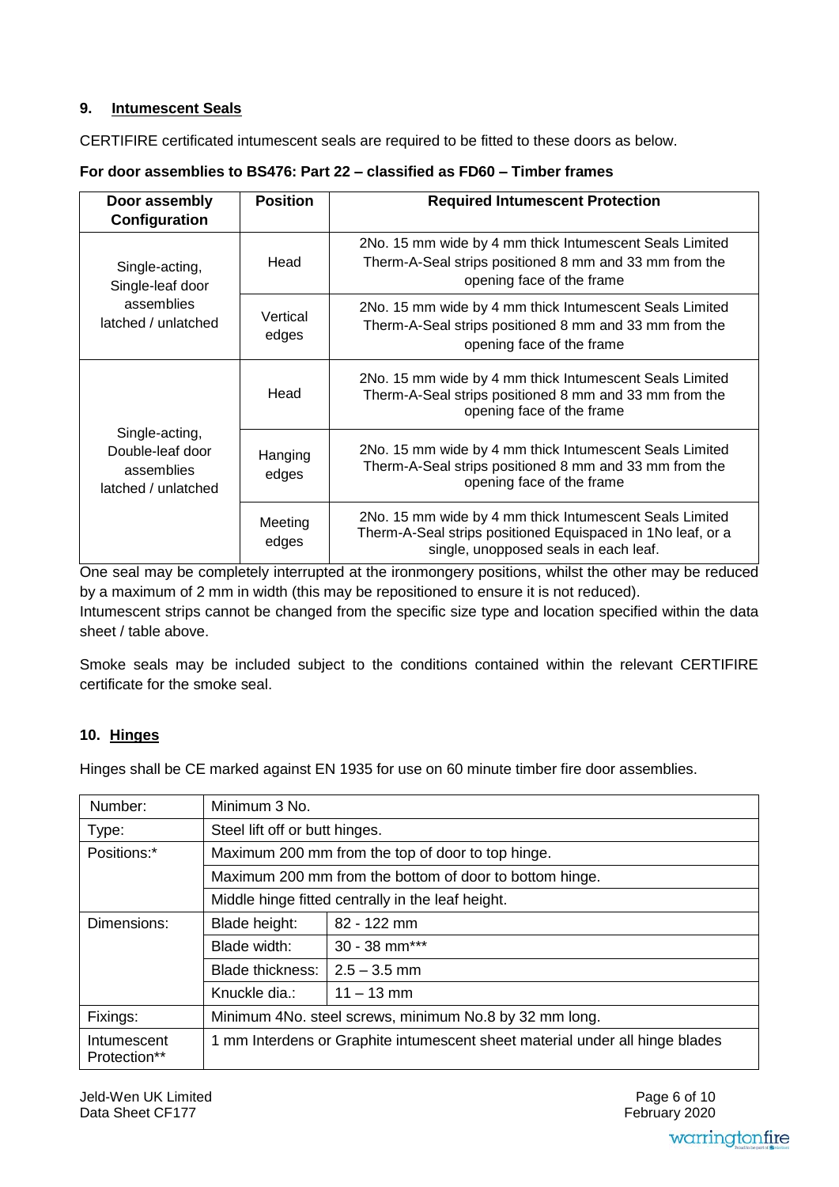## 9. Intumescent Seals

CERTIFIRE certificated intumescent seals are required to be fitted to these doors as below.

**For door assemblies to BS476: Part 22 – classified as FD60 – Timber frames**

| Door assembly Configuration | Position | Required Intumescent Protection |
|---|---|---|
| Single-acting, Single-leaf door assemblies latched / unlatched | Head | 2No. 15 mm wide by 4 mm thick Intumescent Seals Limited Therm-A-Seal strips positioned 8 mm and 33 mm from the opening face of the frame |
| | Vertical edges | 2No. 15 mm wide by 4 mm thick Intumescent Seals Limited Therm-A-Seal strips positioned 8 mm and 33 mm from the opening face of the frame |
| Single-acting, Double-leaf door assemblies latched / unlatched | Head | 2No. 15 mm wide by 4 mm thick Intumescent Seals Limited Therm-A-Seal strips positioned 8 mm and 33 mm from the opening face of the frame |
| | Hanging edges | 2No. 15 mm wide by 4 mm thick Intumescent Seals Limited Therm-A-Seal strips positioned 8 mm and 33 mm from the opening face of the frame |
| | Meeting edges | 2No. 15 mm wide by 4 mm thick Intumescent Seals Limited Therm-A-Seal strips positioned Equispaced in 1No leaf, or a single, unopposed seals in each leaf. |

One seal may be completely interrupted at the ironmongery positions, whilst the other may be reduced by a maximum of 2 mm in width (this may be repositioned to ensure it is not reduced).
Intumescent strips cannot be changed from the specific size type and location specified within the data sheet / table above.

Smoke seals may be included subject to the conditions contained within the relevant CERTIFIRE certificate for the smoke seal.

## 10. Hinges

Hinges shall be CE marked against EN 1935 for use on 60 minute timber fire door assemblies.

| | | |
|---|---|---|
| Number: | Minimum 3 No. | |
| Type: | Steel lift off or butt hinges. | |
| Positions:* | Maximum 200 mm from the top of door to top hinge. | |
| | Maximum 200 mm from the bottom of door to bottom hinge. | |
| | Middle hinge fitted centrally in the leaf height. | |
| Dimensions: | Blade height: | 82 - 122 mm |
| | Blade width: | 30 - 38 mm*** |
| | Blade thickness: | 2.5 – 3.5 mm |
| | Knuckle dia.: | 11 – 13 mm |
| Fixings: | Minimum 4No. steel screws, minimum No.8 by 32 mm long. | |
| Intumescent Protection** | 1 mm Interdens or Graphite intumescent sheet material under all hinge blades | |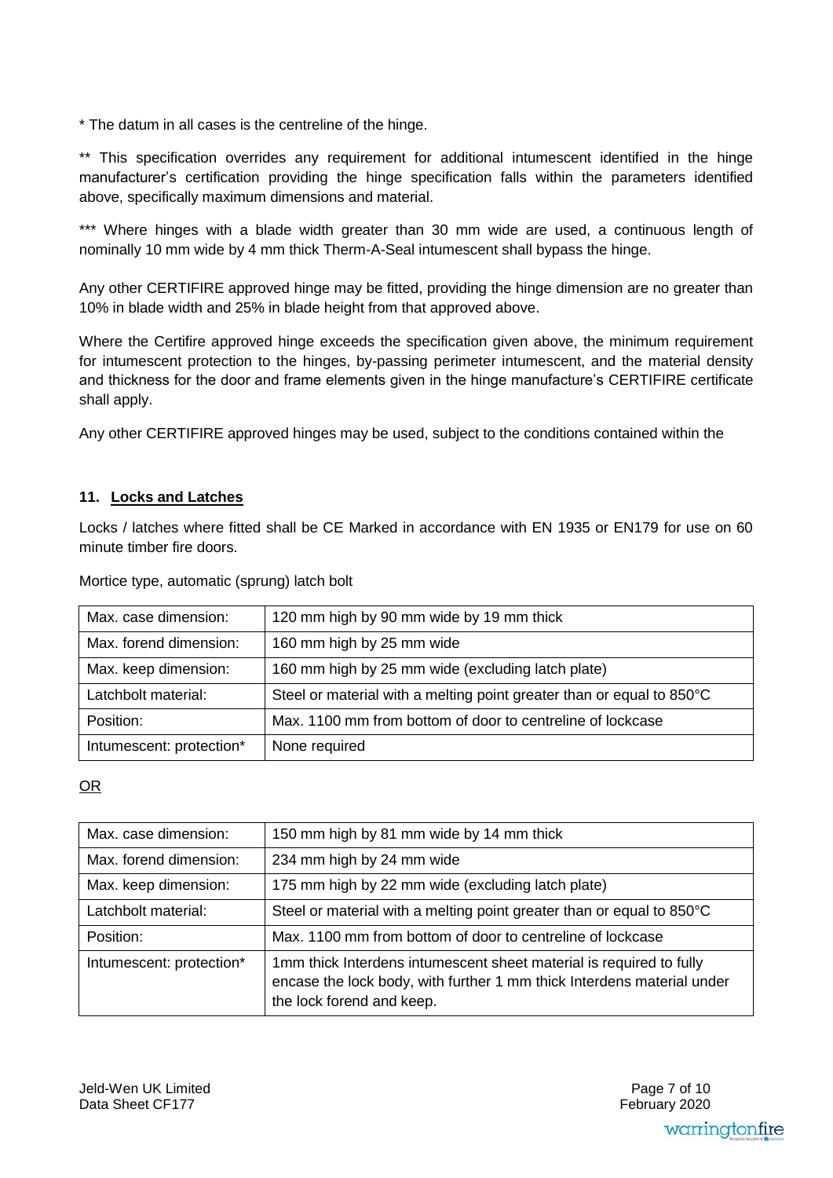* The datum in all cases is the centreline of the hinge.

** This specification overrides any requirement for additional intumescent identified in the hinge manufacturer's certification providing the hinge specification falls within the parameters identified above, specifically maximum dimensions and material.

*** Where hinges with a blade width greater than 30 mm wide are used, a continuous length of nominally 10 mm wide by 4 mm thick Therm-A-Seal intumescent shall bypass the hinge.

Any other CERTIFIRE approved hinge may be fitted, providing the hinge dimension are no greater than 10% in blade width and 25% in blade height from that approved above.

Where the Certifire approved hinge exceeds the specification given above, the minimum requirement for intumescent protection to the hinges, by-passing perimeter intumescent, and the material density and thickness for the door and frame elements given in the hinge manufacture's CERTIFIRE certificate shall apply.

Any other CERTIFIRE approved hinges may be used, subject to the conditions contained within the

## 11. Locks and Latches

Locks / latches where fitted shall be CE Marked in accordance with EN 1935 or EN179 for use on 60 minute timber fire doors.

Mortice type, automatic (sprung) latch bolt

| Max. case dimension: | 120 mm high by 90 mm wide by 19 mm thick |
|---|---|
| Max. forend dimension: | 160 mm high by 25 mm wide |
| Max. keep dimension: | 160 mm high by 25 mm wide (excluding latch plate) |
| Latchbolt material: | Steel or material with a melting point greater than or equal to 850°C |
| Position: | Max. 1100 mm from bottom of door to centreline of lockcase |
| Intumescent: protection* | None required |

OR

| Max. case dimension: | 150 mm high by 81 mm wide by 14 mm thick |
|---|---|
| Max. forend dimension: | 234 mm high by 24 mm wide |
| Max. keep dimension: | 175 mm high by 22 mm wide (excluding latch plate) |
| Latchbolt material: | Steel or material with a melting point greater than or equal to 850°C |
| Position: | Max. 1100 mm from bottom of door to centreline of lockcase |
| Intumescent: protection* | 1mm thick Interdens intumescent sheet material is required to fully encase the lock body, with further 1 mm thick Interdens material under the lock forend and keep. |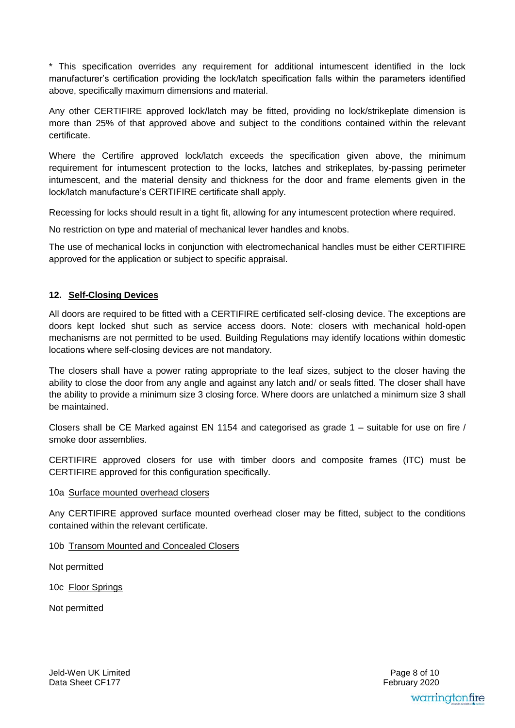* This specification overrides any requirement for additional intumescent identified in the lock manufacturer's certification providing the lock/latch specification falls within the parameters identified above, specifically maximum dimensions and material.

Any other CERTIFIRE approved lock/latch may be fitted, providing no lock/strikeplate dimension is more than 25% of that approved above and subject to the conditions contained within the relevant certificate.

Where the Certifire approved lock/latch exceeds the specification given above, the minimum requirement for intumescent protection to the locks, latches and strikeplates, by-passing perimeter intumescent, and the material density and thickness for the door and frame elements given in the lock/latch manufacture's CERTIFIRE certificate shall apply.

Recessing for locks should result in a tight fit, allowing for any intumescent protection where required.

No restriction on type and material of mechanical lever handles and knobs.

The use of mechanical locks in conjunction with electromechanical handles must be either CERTIFIRE approved for the application or subject to specific appraisal.

### 12. Self-Closing Devices

All doors are required to be fitted with a CERTIFIRE certificated self-closing device. The exceptions are doors kept locked shut such as service access doors. Note: closers with mechanical hold-open mechanisms are not permitted to be used. Building Regulations may identify locations within domestic locations where self-closing devices are not mandatory.

The closers shall have a power rating appropriate to the leaf sizes, subject to the closer having the ability to close the door from any angle and against any latch and/ or seals fitted. The closer shall have the ability to provide a minimum size 3 closing force. Where doors are unlatched a minimum size 3 shall be maintained.

Closers shall be CE Marked against EN 1154 and categorised as grade 1 – suitable for use on fire / smoke door assemblies.

CERTIFIRE approved closers for use with timber doors and composite frames (ITC) must be CERTIFIRE approved for this configuration specifically.

10a Surface mounted overhead closers

Any CERTIFIRE approved surface mounted overhead closer may be fitted, subject to the conditions contained within the relevant certificate.

10b Transom Mounted and Concealed Closers

Not permitted

10c Floor Springs

Not permitted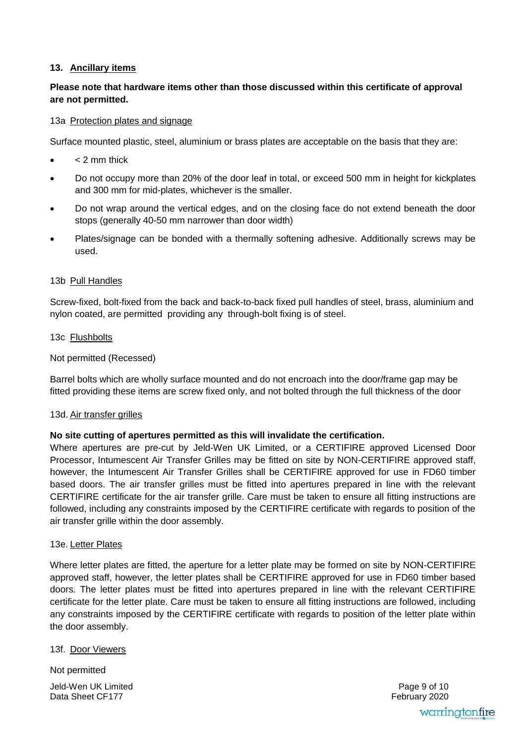## 13. Ancillary items

**Please note that hardware items other than those discussed within this certificate of approval are not permitted.**

### 13a Protection plates and signage

Surface mounted plastic, steel, aluminium or brass plates are acceptable on the basis that they are:

- < 2 mm thick
- Do not occupy more than 20% of the door leaf in total, or exceed 500 mm in height for kickplates and 300 mm for mid-plates, whichever is the smaller.
- Do not wrap around the vertical edges, and on the closing face do not extend beneath the door stops (generally 40-50 mm narrower than door width)
- Plates/signage can be bonded with a thermally softening adhesive. Additionally screws may be used.

### 13b Pull Handles

Screw-fixed, bolt-fixed from the back and back-to-back fixed pull handles of steel, brass, aluminium and nylon coated, are permitted providing any through-bolt fixing is of steel.

### 13c Flushbolts

Not permitted (Recessed)

Barrel bolts which are wholly surface mounted and do not encroach into the door/frame gap may be fitted providing these items are screw fixed only, and not bolted through the full thickness of the door

### 13d. Air transfer grilles

**No site cutting of apertures permitted as this will invalidate the certification.**
Where apertures are pre-cut by Jeld-Wen UK Limited, or a CERTIFIRE approved Licensed Door Processor, Intumescent Air Transfer Grilles may be fitted on site by NON-CERTIFIRE approved staff, however, the Intumescent Air Transfer Grilles shall be CERTIFIRE approved for use in FD60 timber based doors. The air transfer grilles must be fitted into apertures prepared in line with the relevant CERTIFIRE certificate for the air transfer grille. Care must be taken to ensure all fitting instructions are followed, including any constraints imposed by the CERTIFIRE certificate with regards to position of the air transfer grille within the door assembly.

### 13e. Letter Plates

Where letter plates are fitted, the aperture for a letter plate may be formed on site by NON-CERTIFIRE approved staff, however, the letter plates shall be CERTIFIRE approved for use in FD60 timber based doors. The letter plates must be fitted into apertures prepared in line with the relevant CERTIFIRE certificate for the letter plate. Care must be taken to ensure all fitting instructions are followed, including any constraints imposed by the CERTIFIRE certificate with regards to position of the letter plate within the door assembly.

### 13f. Door Viewers

Not permitted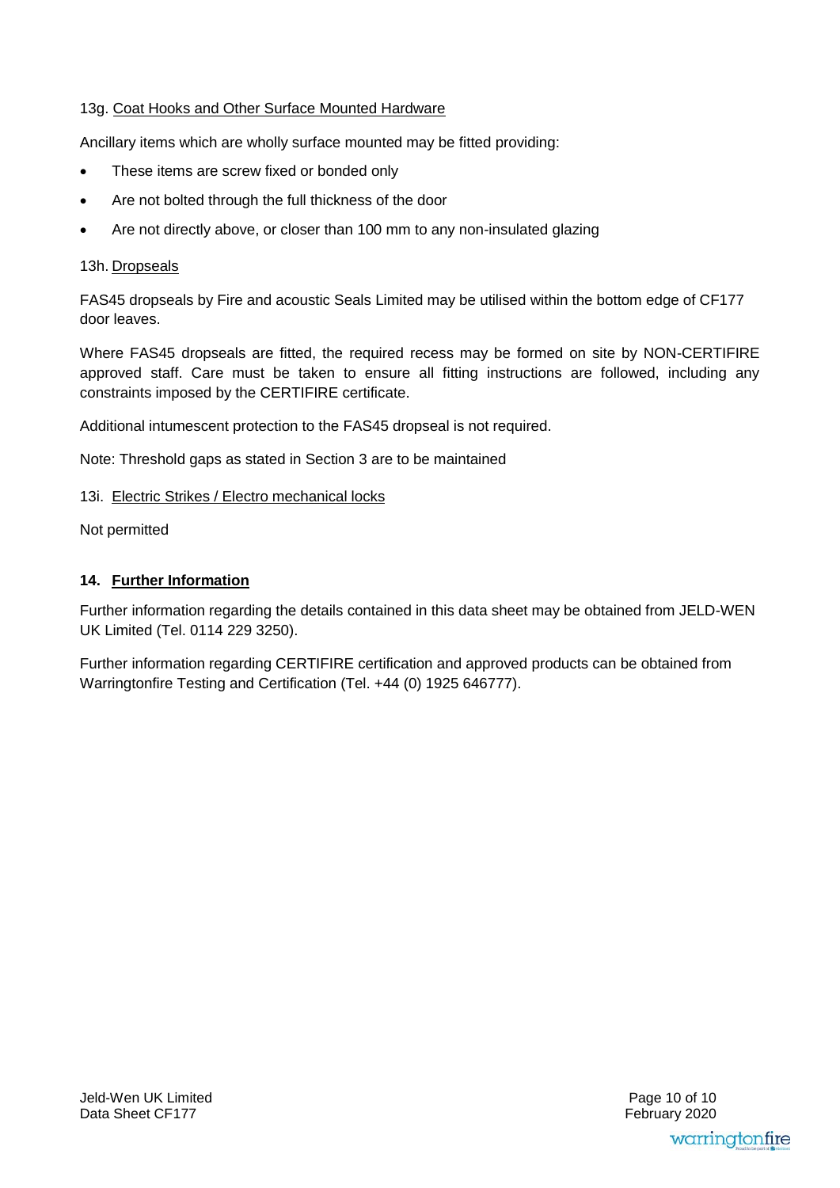13g. Coat Hooks and Other Surface Mounted Hardware

Ancillary items which are wholly surface mounted may be fitted providing:

- These items are screw fixed or bonded only
- Are not bolted through the full thickness of the door
- Are not directly above, or closer than 100 mm to any non-insulated glazing

13h. Dropseals

FAS45 dropseals by Fire and acoustic Seals Limited may be utilised within the bottom edge of CF177 door leaves.

Where FAS45 dropseals are fitted, the required recess may be formed on site by NON-CERTIFIRE approved staff. Care must be taken to ensure all fitting instructions are followed, including any constraints imposed by the CERTIFIRE certificate.

Additional intumescent protection to the FAS45 dropseal is not required.

Note: Threshold gaps as stated in Section 3 are to be maintained

13i. Electric Strikes / Electro mechanical locks

Not permitted

## 14. Further Information

Further information regarding the details contained in this data sheet may be obtained from JELD-WEN UK Limited (Tel. 0114 229 3250).

Further information regarding CERTIFIRE certification and approved products can be obtained from Warringtonfire Testing and Certification (Tel. +44 (0) 1925 646777).